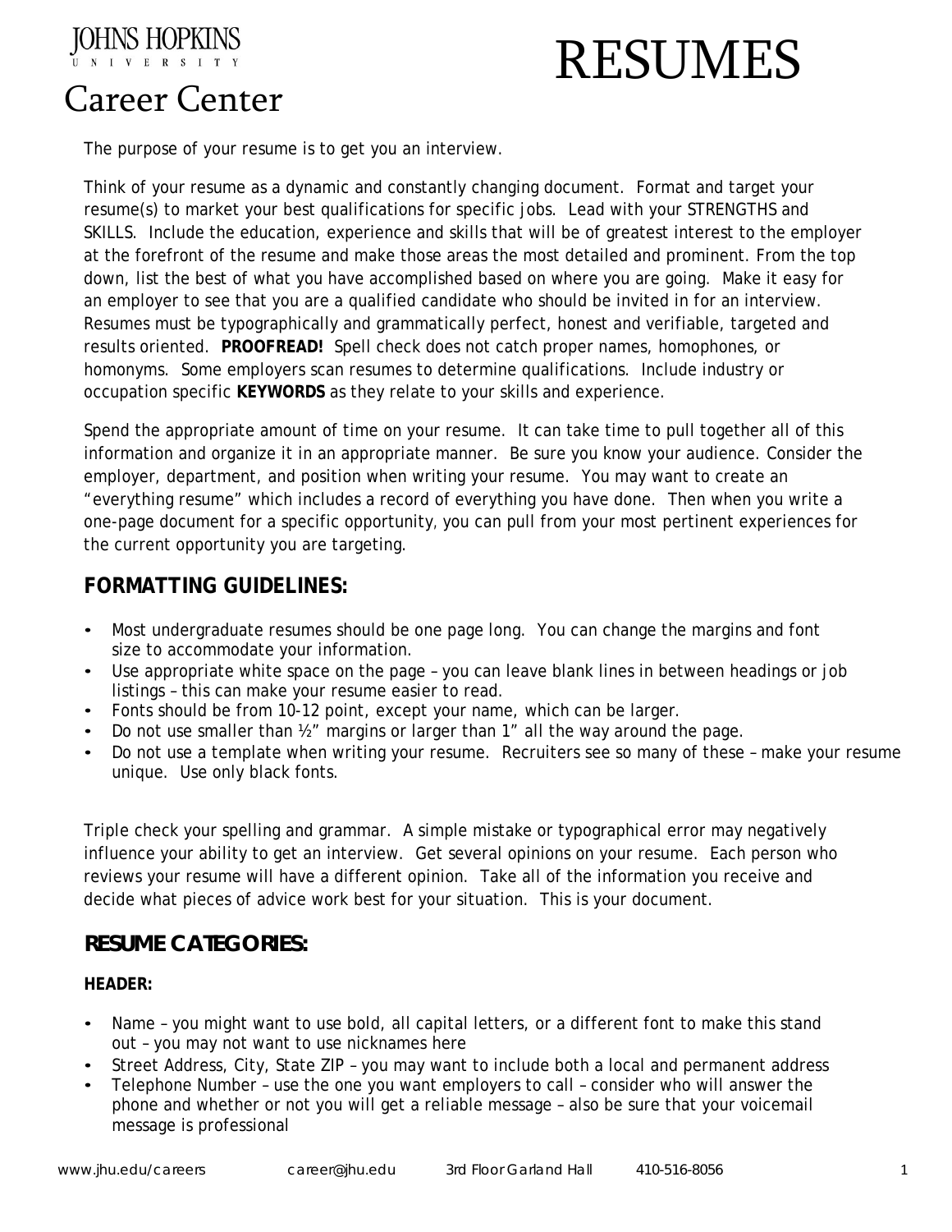JOHNS HOPKINS UNIVERSITY

# Career Center

# RESUMES

The purpose of your resume is to get you an interview.

Think of your resume as a dynamic and constantly changing document. Format and target your resume(s) to market your best qualifications for specific jobs. Lead with your STRENGTHS and SKILLS. Include the education, experience and skills that will be of greatest interest to the employer at the forefront of the resume and make those areas the most detailed and prominent. From the top down, list the best of what you have accomplished based on where you are going. Make it easy for an employer to see that you are a qualified candidate who should be invited in for an interview. Resumes must be typographically and grammatically perfect, honest and verifiable, targeted and results oriented. **PROOFREAD!** Spell check does not catch proper names, homophones, or homonyms. Some employers scan resumes to determine qualifications. Include industry or occupation specific **KEYWORDS** as they relate to your skills and experience.

Spend the appropriate amount of time on your resume. It can take time to pull together all of this information and organize it in an appropriate manner. Be sure you know your audience. Consider the employer, department, and position when writing your resume. You may want to create an "everything resume" which includes a record of everything you have done. Then when you write a one-page document for a specific opportunity, you can pull from your most pertinent experiences for the current opportunity you are targeting.

## FORMATTING GUIDELINES:

- Most undergraduate resumes should be one page long. You can change the margins and font size to accommodate your information.
- Use appropriate white space on the page – you can leave blank lines in between headings or job listings – this can make your resume easier to read.
- Fonts should be from 10-12 point, except your name, which can be larger.
- Do not use smaller than ½" margins or larger than 1" all the way around the page.
- Do not use a template when writing your resume. Recruiters see so many of these – make your resume unique. Use only black fonts.

Triple check your spelling and grammar. A simple mistake or typographical error may negatively influence your ability to get an interview. Get several opinions on your resume. Each person who reviews your resume will have a different opinion. Take all of the information you receive and decide what pieces of advice work best for your situation. This is your document.

## RESUME CATEGORIES:

### HEADER:

- Name – you might want to use bold, all capital letters, or a different font to make this stand out – you may not want to use nicknames here
- Street Address, City, State ZIP – you may want to include both a local and permanent address
- Telephone Number – use the one you want employers to call – consider who will answer the phone and whether or not you will get a reliable message – also be sure that your voicemail message is professional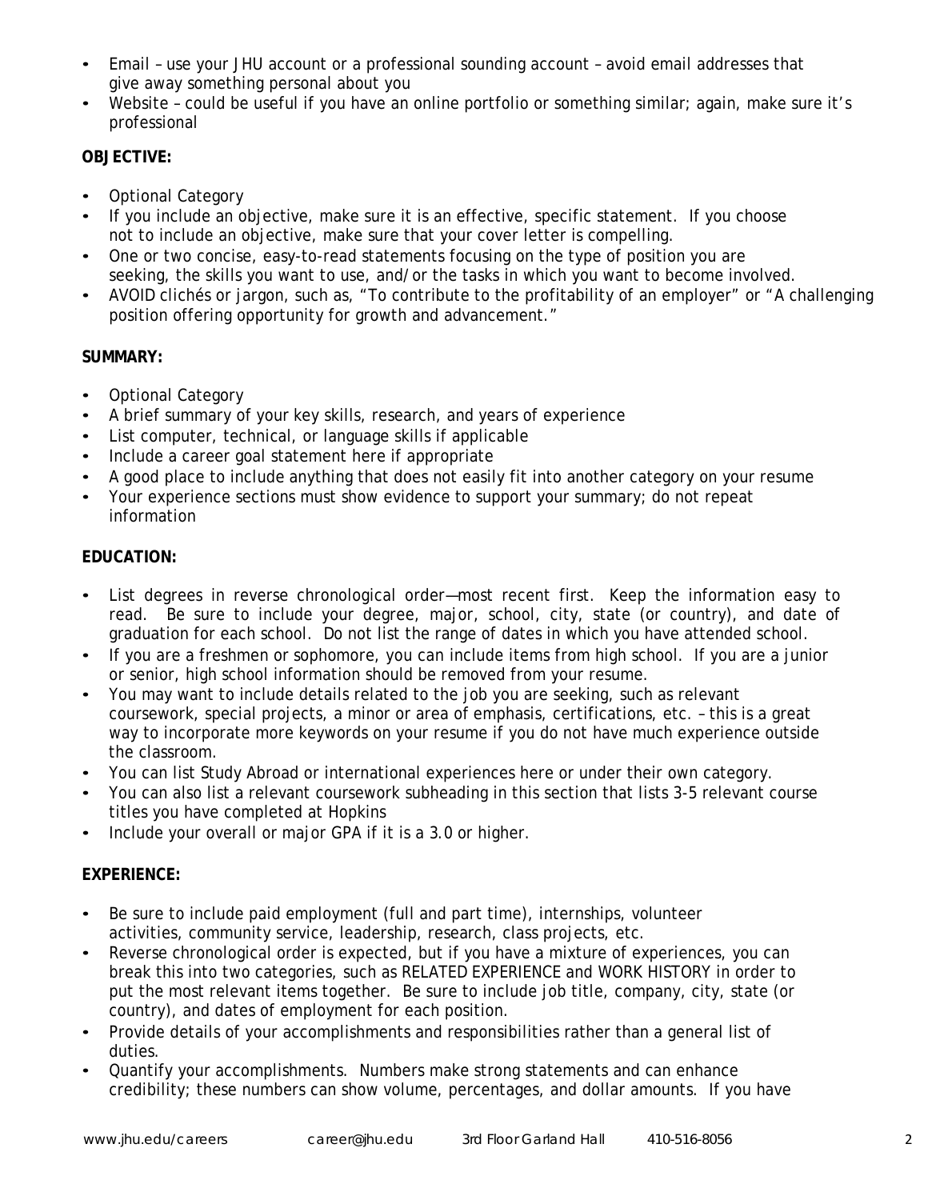- Email – use your JHU account or a professional sounding account – avoid email addresses that give away something personal about you
- Website – could be useful if you have an online portfolio or something similar; again, make sure it's professional

**OBJECTIVE:**

- Optional Category
- If you include an objective, make sure it is an effective, specific statement. If you choose not to include an objective, make sure that your cover letter is compelling.
- One or two concise, easy-to-read statements focusing on the type of position you are seeking, the skills you want to use, and/or the tasks in which you want to become involved.
- AVOID clichés or jargon, such as, "To contribute to the profitability of an employer" or "A challenging position offering opportunity for growth and advancement."

**SUMMARY:**

- Optional Category
- A brief summary of your key skills, research, and years of experience
- List computer, technical, or language skills if applicable
- Include a career goal statement here if appropriate
- A good place to include anything that does not easily fit into another category on your resume
- Your experience sections must show evidence to support your summary; do not repeat information

**EDUCATION:**

- List degrees in reverse chronological order—most recent first. Keep the information easy to read. Be sure to include your degree, major, school, city, state (or country), and date of graduation for each school. Do not list the range of dates in which you have attended school.
- If you are a freshmen or sophomore, you can include items from high school. If you are a junior or senior, high school information should be removed from your resume.
- You may want to include details related to the job you are seeking, such as relevant coursework, special projects, a minor or area of emphasis, certifications, etc. – this is a great way to incorporate more keywords on your resume if you do not have much experience outside the classroom.
- You can list Study Abroad or international experiences here or under their own category.
- You can also list a relevant coursework subheading in this section that lists 3-5 relevant course titles you have completed at Hopkins
- Include your overall or major GPA if it is a 3.0 or higher.

**EXPERIENCE:**

- Be sure to include paid employment (full and part time), internships, volunteer activities, community service, leadership, research, class projects, etc.
- Reverse chronological order is expected, but if you have a mixture of experiences, you can break this into two categories, such as RELATED EXPERIENCE and WORK HISTORY in order to put the most relevant items together. Be sure to include job title, company, city, state (or country), and dates of employment for each position.
- Provide details of your accomplishments and responsibilities rather than a general list of duties.
- Quantify your accomplishments. Numbers make strong statements and can enhance credibility; these numbers can show volume, percentages, and dollar amounts. If you have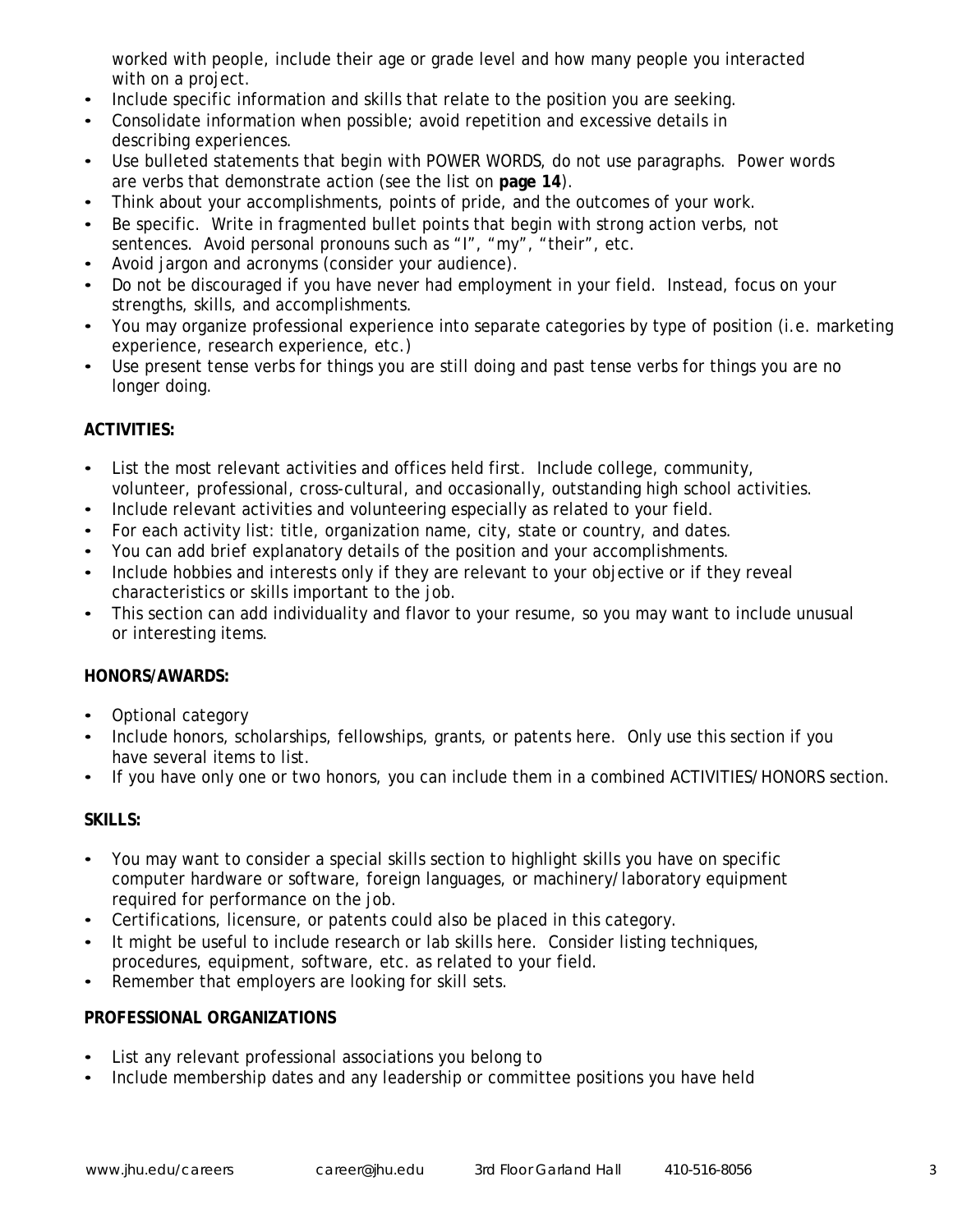worked with people, include their age or grade level and how many people you interacted with on a project.

- Include specific information and skills that relate to the position you are seeking.
- Consolidate information when possible; avoid repetition and excessive details in describing experiences.
- Use bulleted statements that begin with POWER WORDS, do not use paragraphs. Power words are verbs that demonstrate action (see the list on **page 14**).
- Think about your accomplishments, points of pride, and the outcomes of your work.
- Be specific. Write in fragmented bullet points that begin with strong action verbs, not sentences. Avoid personal pronouns such as "I", "my", "their", etc.
- Avoid jargon and acronyms (consider your audience).
- Do not be discouraged if you have never had employment in your field. Instead, focus on your strengths, skills, and accomplishments.
- You may organize professional experience into separate categories by type of position (i.e. marketing experience, research experience, etc.)
- Use present tense verbs for things you are still doing and past tense verbs for things you are no longer doing.

**ACTIVITIES:**

- List the most relevant activities and offices held first. Include college, community, volunteer, professional, cross-cultural, and occasionally, outstanding high school activities.
- Include relevant activities and volunteering especially as related to your field.
- For each activity list: title, organization name, city, state or country, and dates.
- You can add brief explanatory details of the position and your accomplishments.
- Include hobbies and interests only if they are relevant to your objective or if they reveal characteristics or skills important to the job.
- This section can add individuality and flavor to your resume, so you may want to include unusual or interesting items.

**HONORS/AWARDS:**

- Optional category
- Include honors, scholarships, fellowships, grants, or patents here. Only use this section if you have several items to list.
- If you have only one or two honors, you can include them in a combined ACTIVITIES/HONORS section.

**SKILLS:**

- You may want to consider a special skills section to highlight skills you have on specific computer hardware or software, foreign languages, or machinery/laboratory equipment required for performance on the job.
- Certifications, licensure, or patents could also be placed in this category.
- It might be useful to include research or lab skills here. Consider listing techniques, procedures, equipment, software, etc. as related to your field.
- Remember that employers are looking for skill sets.

**PROFESSIONAL ORGANIZATIONS**

- List any relevant professional associations you belong to
- Include membership dates and any leadership or committee positions you have held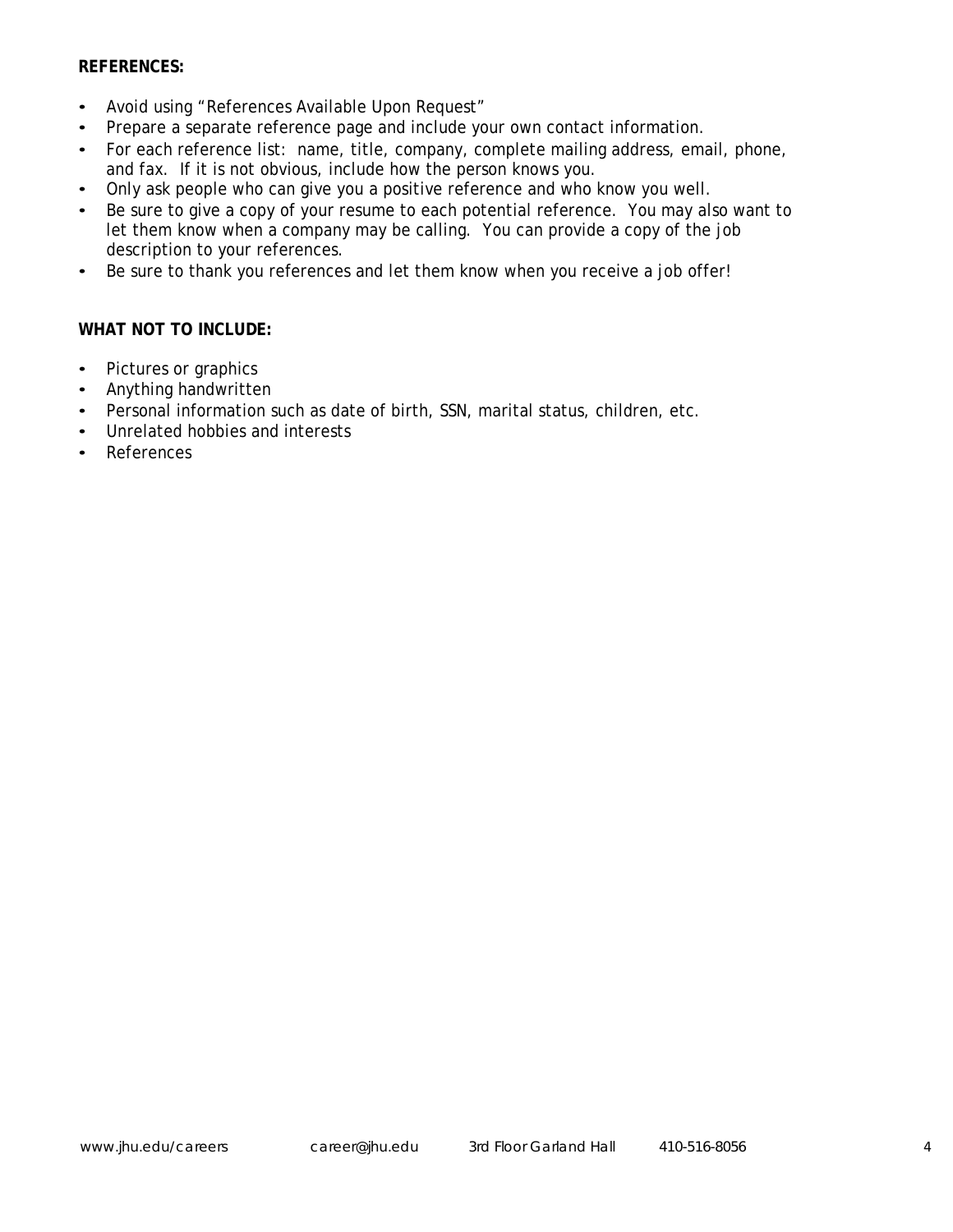**REFERENCES:**

- Avoid using "References Available Upon Request"
- Prepare a separate reference page and include your own contact information.
- For each reference list: name, title, company, complete mailing address, email, phone, and fax. If it is not obvious, include how the person knows you.
- Only ask people who can give you a positive reference and who know you well.
- Be sure to give a copy of your resume to each potential reference. You may also want to let them know when a company may be calling. You can provide a copy of the job description to your references.
- Be sure to thank you references and let them know when you receive a job offer!

**WHAT NOT TO INCLUDE:**

- Pictures or graphics
- Anything handwritten
- Personal information such as date of birth, SSN, marital status, children, etc.
- Unrelated hobbies and interests
- References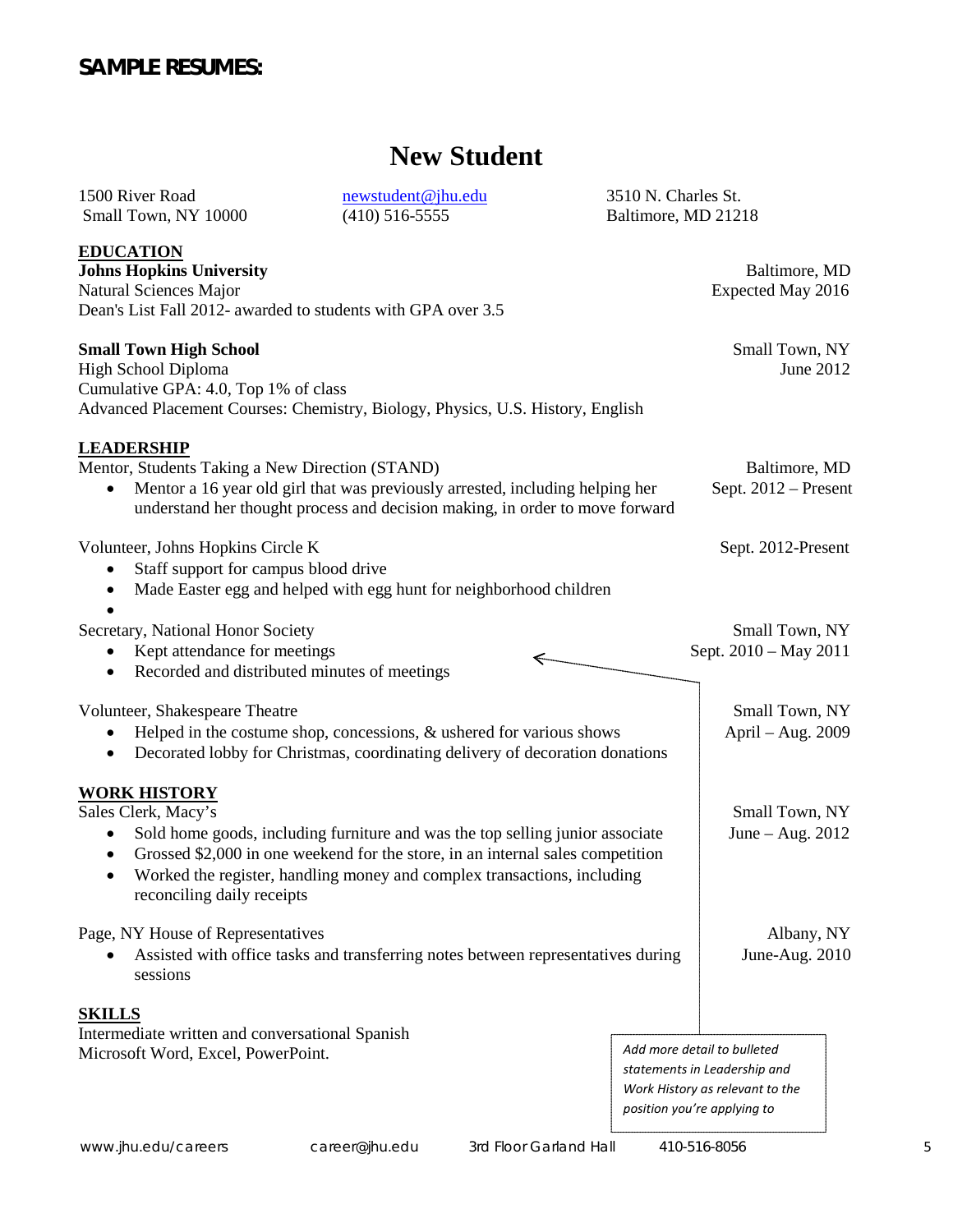## SAMPLE RESUMES:

# New Student

1500 River Road
Small Town, NY 10000

newstudent@jhu.edu
(410) 516-5555

3510 N. Charles St.
Baltimore, MD 21218

## EDUCATION

**Johns Hopkins University** — Baltimore, MD
Natural Sciences Major — Expected May 2016
Dean's List Fall 2012- awarded to students with GPA over 3.5

**Small Town High School** — Small Town, NY
High School Diploma — June 2012
Cumulative GPA: 4.0, Top 1% of class
Advanced Placement Courses: Chemistry, Biology, Physics, U.S. History, English

## LEADERSHIP

Mentor, Students Taking a New Direction (STAND) — Baltimore, MD, Sept. 2012 – Present
- Mentor a 16 year old girl that was previously arrested, including helping her understand her thought process and decision making, in order to move forward

Volunteer, Johns Hopkins Circle K — Sept. 2012-Present
- Staff support for campus blood drive
- Made Easter egg and helped with egg hunt for neighborhood children

Secretary, National Honor Society — Small Town, NY, Sept. 2010 – May 2011
- Kept attendance for meetings
- Recorded and distributed minutes of meetings

Volunteer, Shakespeare Theatre — Small Town, NY, April – Aug. 2009
- Helped in the costume shop, concessions, & ushered for various shows
- Decorated lobby for Christmas, coordinating delivery of decoration donations

## WORK HISTORY

Sales Clerk, Macy's — Small Town, NY, June – Aug. 2012
- Sold home goods, including furniture and was the top selling junior associate
- Grossed $2,000 in one weekend for the store, in an internal sales competition
- Worked the register, handling money and complex transactions, including reconciling daily receipts

Page, NY House of Representatives — Albany, NY, June-Aug. 2010
- Assisted with office tasks and transferring notes between representatives during sessions

## SKILLS

Intermediate written and conversational Spanish
Microsoft Word, Excel, PowerPoint.

*Add more detail to bulleted statements in Leadership and Work History as relevant to the position you're applying to*

www.jhu.edu/careers    career@jhu.edu    3rd Floor Garland Hall    410-516-8056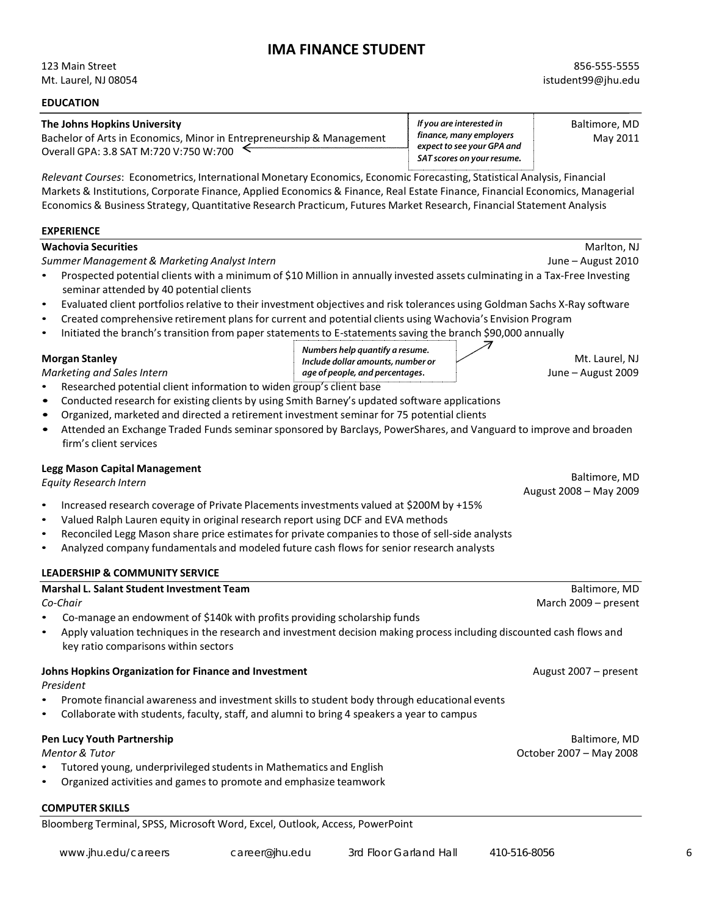# IMA FINANCE STUDENT

123 Main Street
Mt. Laurel, NJ 08054

856-555-5555
istudent99@jhu.edu

## EDUCATION

**The Johns Hopkins University** — Baltimore, MD
Bachelor of Arts in Economics, Minor in Entrepreneurship & Management — May 2011
Overall GPA: 3.8 SAT M:720 V:750 W:700

***If you are interested in finance, many employers expect to see your GPA and SAT scores on your resume.***

*Relevant Courses*: Econometrics, International Monetary Economics, Economic Forecasting, Statistical Analysis, Financial Markets & Institutions, Corporate Finance, Applied Economics & Finance, Real Estate Finance, Financial Economics, Managerial Economics & Business Strategy, Quantitative Research Practicum, Futures Market Research, Financial Statement Analysis

## EXPERIENCE

**Wachovia Securities** — Marlton, NJ
*Summer Management & Marketing Analyst Intern* — June – August 2010

- Prospected potential clients with a minimum of $10 Million in annually invested assets culminating in a Tax-Free Investing seminar attended by 40 potential clients
- Evaluated client portfolios relative to their investment objectives and risk tolerances using Goldman Sachs X-Ray software
- Created comprehensive retirement plans for current and potential clients using Wachovia's Envision Program
- Initiated the branch's transition from paper statements to E-statements saving the branch $90,000 annually

***Numbers help quantify a resume. Include dollar amounts, number or age of people, and percentages.***

**Morgan Stanley** — Mt. Laurel, NJ
*Marketing and Sales Intern* — June – August 2009

- Researched potential client information to widen group's client base
- Conducted research for existing clients by using Smith Barney's updated software applications
- Organized, marketed and directed a retirement investment seminar for 75 potential clients
- Attended an Exchange Traded Funds seminar sponsored by Barclays, PowerShares, and Vanguard to improve and broaden firm's client services

**Legg Mason Capital Management** — Baltimore, MD
*Equity Research Intern* — August 2008 – May 2009

- Increased research coverage of Private Placements investments valued at $200M by +15%
- Valued Ralph Lauren equity in original research report using DCF and EVA methods
- Reconciled Legg Mason share price estimates for private companies to those of sell-side analysts
- Analyzed company fundamentals and modeled future cash flows for senior research analysts

## LEADERSHIP & COMMUNITY SERVICE

**Marshal L. Salant Student Investment Team** — Baltimore, MD
*Co-Chair* — March 2009 – present

- Co-manage an endowment of $140k with profits providing scholarship funds
- Apply valuation techniques in the research and investment decision making process including discounted cash flows and key ratio comparisons within sectors

**Johns Hopkins Organization for Finance and Investment** — August 2007 – present
*President*

- Promote financial awareness and investment skills to student body through educational events
- Collaborate with students, faculty, staff, and alumni to bring 4 speakers a year to campus

**Pen Lucy Youth Partnership** — Baltimore, MD
*Mentor & Tutor* — October 2007 – May 2008

- Tutored young, underprivileged students in Mathematics and English
- Organized activities and games to promote and emphasize teamwork

## COMPUTER SKILLS

Bloomberg Terminal, SPSS, Microsoft Word, Excel, Outlook, Access, PowerPoint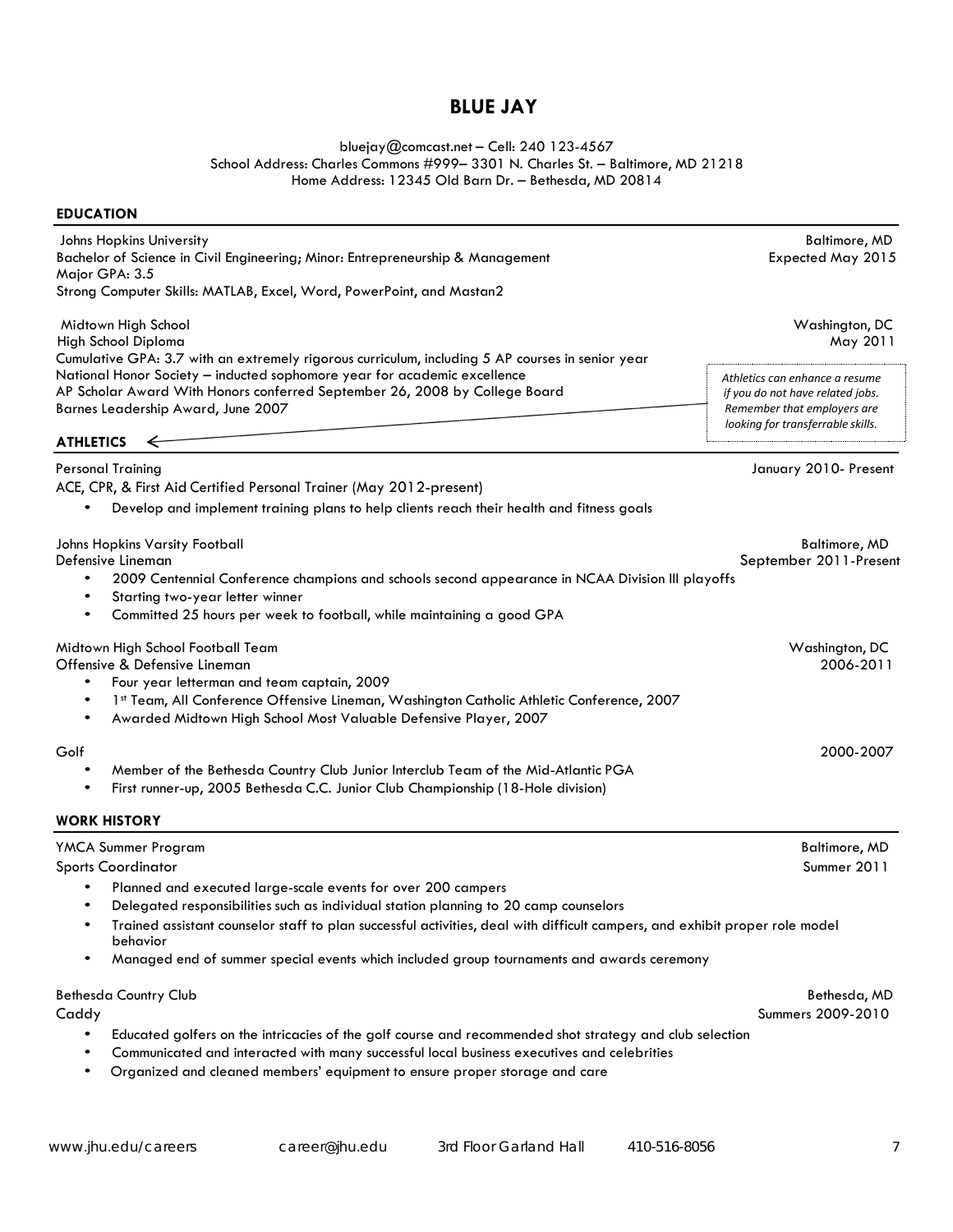# BLUE JAY

bluejay@comcast.net – Cell: 240 123-4567
School Address: Charles Commons #999– 3301 N. Charles St. – Baltimore, MD 21218
Home Address: 12345 Old Barn Dr. – Bethesda, MD 20814

## EDUCATION

Johns Hopkins University — Baltimore, MD
Bachelor of Science in Civil Engineering; Minor: Entrepreneurship & Management — Expected May 2015
Major GPA: 3.5
Strong Computer Skills: MATLAB, Excel, Word, PowerPoint, and Mastan2

Midtown High School — Washington, DC
High School Diploma — May 2011
Cumulative GPA: 3.7 with an extremely rigorous curriculum, including 5 AP courses in senior year
National Honor Society – inducted sophomore year for academic excellence
AP Scholar Award With Honors conferred September 26, 2008 by College Board
Barnes Leadership Award, June 2007

*Athletics can enhance a resume if you do not have related jobs. Remember that employers are looking for transferrable skills.*

## ATHLETICS

Personal Training — January 2010- Present
ACE, CPR, & First Aid Certified Personal Trainer (May 2012-present)

- Develop and implement training plans to help clients reach their health and fitness goals

Johns Hopkins Varsity Football — Baltimore, MD
Defensive Lineman — September 2011-Present

- 2009 Centennial Conference champions and schools second appearance in NCAA Division III playoffs
- Starting two-year letter winner
- Committed 25 hours per week to football, while maintaining a good GPA

Midtown High School Football Team — Washington, DC
Offensive & Defensive Lineman — 2006-2011

- Four year letterman and team captain, 2009
- 1st Team, All Conference Offensive Lineman, Washington Catholic Athletic Conference, 2007
- Awarded Midtown High School Most Valuable Defensive Player, 2007

Golf — 2000-2007

- Member of the Bethesda Country Club Junior Interclub Team of the Mid-Atlantic PGA
- First runner-up, 2005 Bethesda C.C. Junior Club Championship (18-Hole division)

## WORK HISTORY

YMCA Summer Program — Baltimore, MD
Sports Coordinator — Summer 2011

- Planned and executed large-scale events for over 200 campers
- Delegated responsibilities such as individual station planning to 20 camp counselors
- Trained assistant counselor staff to plan successful activities, deal with difficult campers, and exhibit proper role model behavior
- Managed end of summer special events which included group tournaments and awards ceremony

Bethesda Country Club — Bethesda, MD
Caddy — Summers 2009-2010

- Educated golfers on the intricacies of the golf course and recommended shot strategy and club selection
- Communicated and interacted with many successful local business executives and celebrities
- Organized and cleaned members' equipment to ensure proper storage and care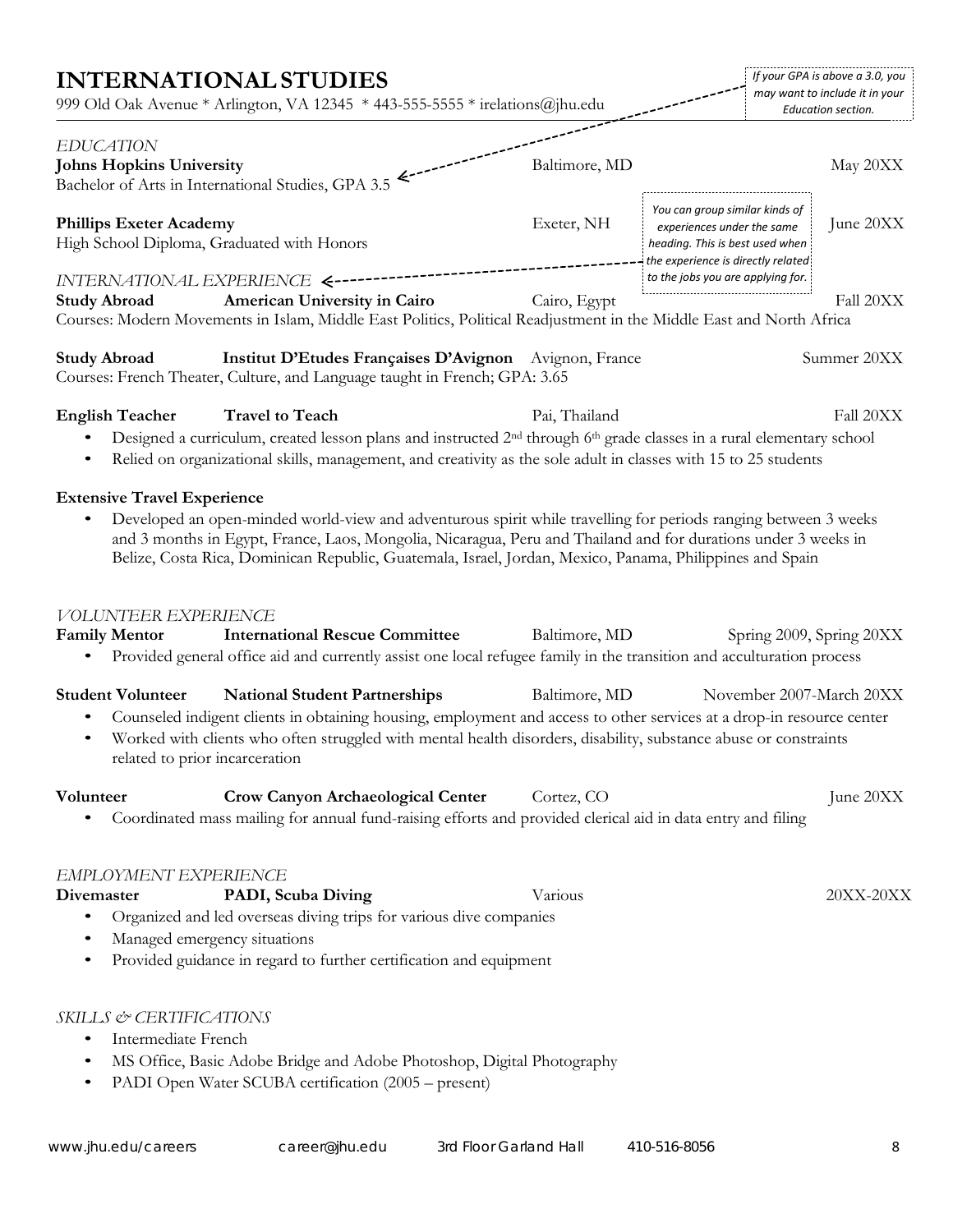# INTERNATIONAL STUDIES

999 Old Oak Avenue * Arlington, VA 12345 * 443-555-5555 * irelations@jhu.edu

*If your GPA is above a 3.0, you may want to include it in your Education section.*

*EDUCATION*

**Johns Hopkins University** Baltimore, MD May 20XX
Bachelor of Arts in International Studies, GPA 3.5

**Phillips Exeter Academy** Exeter, NH June 20XX
High School Diploma, Graduated with Honors

*You can group similar kinds of experiences under the same heading. This is best used when the experience is directly related to the jobs you are applying for.*

*INTERNATIONAL EXPERIENCE*

**Study Abroad** **American University in Cairo** Cairo, Egypt Fall 20XX
Courses: Modern Movements in Islam, Middle East Politics, Political Readjustment in the Middle East and North Africa

**Study Abroad** **Institut D'Etudes Françaises D'Avignon** Avignon, France Summer 20XX
Courses: French Theater, Culture, and Language taught in French; GPA: 3.65

**English Teacher** **Travel to Teach** Pai, Thailand Fall 20XX
- Designed a curriculum, created lesson plans and instructed 2nd through 6th grade classes in a rural elementary school
- Relied on organizational skills, management, and creativity as the sole adult in classes with 15 to 25 students

**Extensive Travel Experience**
- Developed an open-minded world-view and adventurous spirit while travelling for periods ranging between 3 weeks and 3 months in Egypt, France, Laos, Mongolia, Nicaragua, Peru and Thailand and for durations under 3 weeks in Belize, Costa Rica, Dominican Republic, Guatemala, Israel, Jordan, Mexico, Panama, Philippines and Spain

*VOLUNTEER EXPERIENCE*

**Family Mentor** **International Rescue Committee** Baltimore, MD Spring 2009, Spring 20XX
- Provided general office aid and currently assist one local refugee family in the transition and acculturation process

**Student Volunteer** **National Student Partnerships** Baltimore, MD November 2007-March 20XX
- Counseled indigent clients in obtaining housing, employment and access to other services at a drop-in resource center
- Worked with clients who often struggled with mental health disorders, disability, substance abuse or constraints related to prior incarceration

**Volunteer** **Crow Canyon Archaeological Center** Cortez, CO June 20XX
- Coordinated mass mailing for annual fund-raising efforts and provided clerical aid in data entry and filing

*EMPLOYMENT EXPERIENCE*

**Divemaster** **PADI, Scuba Diving** Various 20XX-20XX
- Organized and led overseas diving trips for various dive companies
- Managed emergency situations
- Provided guidance in regard to further certification and equipment

*SKILLS & CERTIFICATIONS*
- Intermediate French
- MS Office, Basic Adobe Bridge and Adobe Photoshop, Digital Photography
- PADI Open Water SCUBA certification (2005 – present)

www.jhu.edu/careers career@jhu.edu 3rd Floor Garland Hall 410-516-8056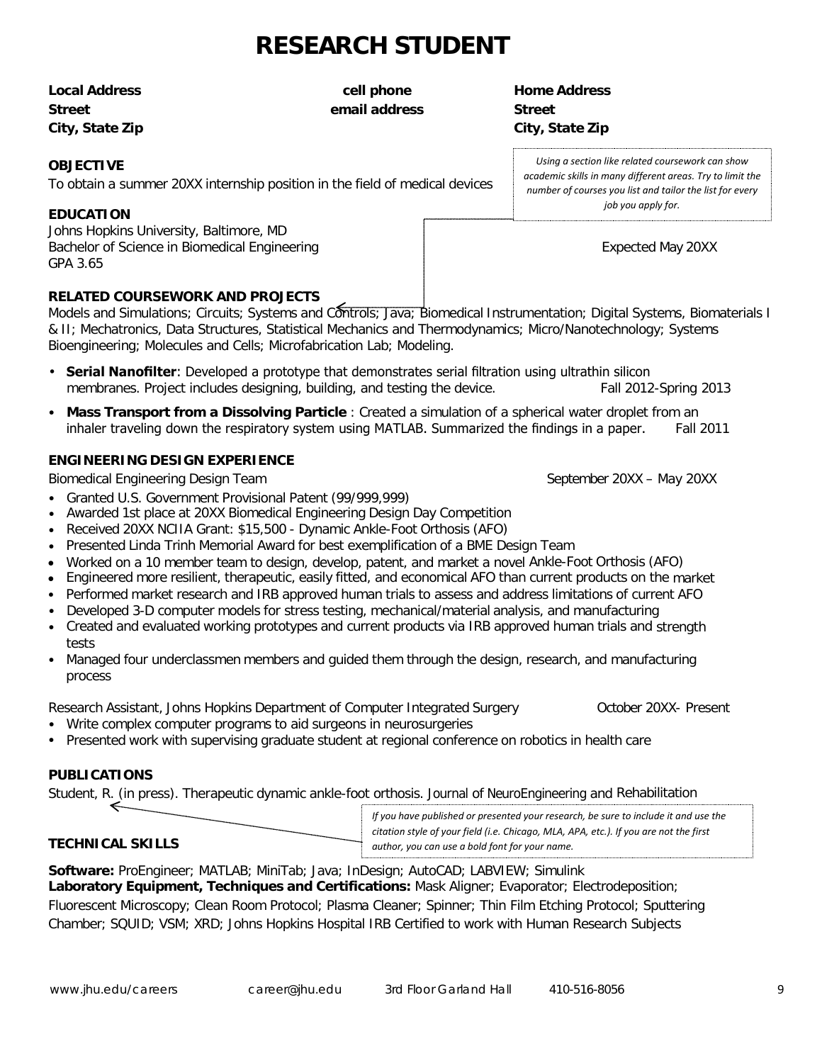# RESEARCH STUDENT

**Local Address**
**Street**
**City, State Zip**

**cell phone**
**email address**

**Home Address**
**Street**
**City, State Zip**

*Using a section like related coursework can show academic skills in many different areas. Try to limit the number of courses you list and tailor the list for every job you apply for.*

**OBJECTIVE**

To obtain a summer 20XX internship position in the field of medical devices

**EDUCATION**

Johns Hopkins University, Baltimore, MD
Bachelor of Science in Biomedical Engineering — Expected May 20XX
GPA 3.65

**RELATED COURSEWORK AND PROJECTS**

Models and Simulations; Circuits; Systems and Controls; Java; Biomedical Instrumentation; Digital Systems, Biomaterials I & II; Mechatronics, Data Structures, Statistical Mechanics and Thermodynamics; Micro/Nanotechnology; Systems Bioengineering; Molecules and Cells; Microfabrication Lab; Modeling.

- **Serial Nanofilter**: Developed a prototype that demonstrates serial filtration using ultrathin silicon membranes. Project includes designing, building, and testing the device. — Fall 2012-Spring 2013
- **Mass Transport from a Dissolving Particle** : Created a simulation of a spherical water droplet from an inhaler traveling down the respiratory system using MATLAB. Summarized the findings in a paper. — Fall 2011

**ENGINEERING DESIGN EXPERIENCE**

Biomedical Engineering Design Team — September 20XX – May 20XX

- Granted U.S. Government Provisional Patent (99/999,999)
- Awarded 1st place at 20XX Biomedical Engineering Design Day Competition
- Received 20XX NCIIA Grant: $15,500 - Dynamic Ankle-Foot Orthosis (AFO)
- Presented Linda Trinh Memorial Award for best exemplification of a BME Design Team
- Worked on a 10 member team to design, develop, patent, and market a novel Ankle-Foot Orthosis (AFO)
- Engineered more resilient, therapeutic, easily fitted, and economical AFO than current products on the market
- Performed market research and IRB approved human trials to assess and address limitations of current AFO
- Developed 3-D computer models for stress testing, mechanical/material analysis, and manufacturing
- Created and evaluated working prototypes and current products via IRB approved human trials and strength tests
- Managed four underclassmen members and guided them through the design, research, and manufacturing process

Research Assistant, Johns Hopkins Department of Computer Integrated Surgery — October 20XX- Present

- Write complex computer programs to aid surgeons in neurosurgeries
- Presented work with supervising graduate student at regional conference on robotics in health care

**PUBLICATIONS**

Student, R. (in press). Therapeutic dynamic ankle-foot orthosis. Journal of NeuroEngineering and Rehabilitation

*If you have published or presented your research, be sure to include it and use the citation style of your field (i.e. Chicago, MLA, APA, etc.). If you are not the first author, you can use a bold font for your name.*

**TECHNICAL SKILLS**

**Software:** ProEngineer; MATLAB; MiniTab; Java; InDesign; AutoCAD; LABVIEW; Simulink
**Laboratory Equipment, Techniques and Certifications:** Mask Aligner; Evaporator; Electrodeposition; Fluorescent Microscopy; Clean Room Protocol; Plasma Cleaner; Spinner; Thin Film Etching Protocol; Sputtering Chamber; SQUID; VSM; XRD; Johns Hopkins Hospital IRB Certified to work with Human Research Subjects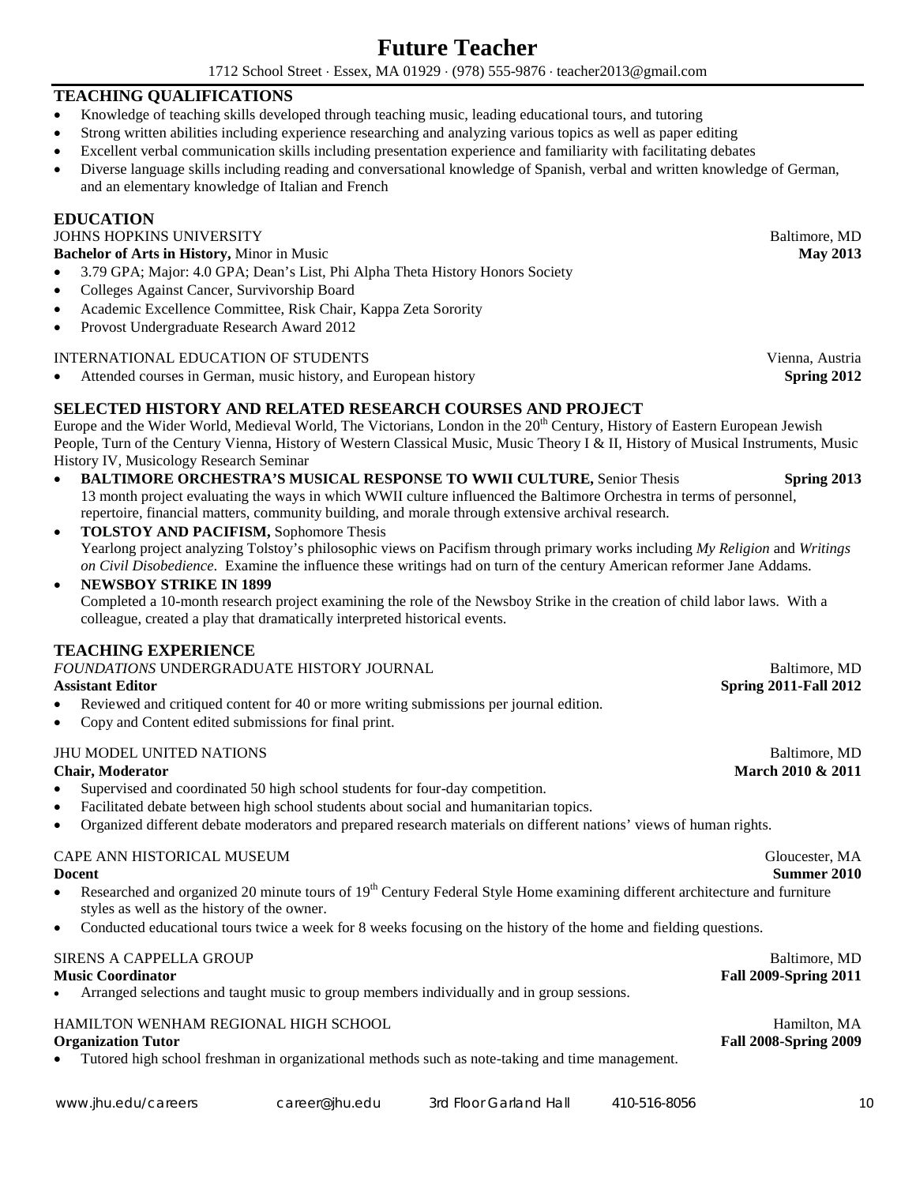# Future Teacher

1712 School Street · Essex, MA 01929 · (978) 555-9876 · teacher2013@gmail.com

## TEACHING QUALIFICATIONS

- Knowledge of teaching skills developed through teaching music, leading educational tours, and tutoring
- Strong written abilities including experience researching and analyzing various topics as well as paper editing
- Excellent verbal communication skills including presentation experience and familiarity with facilitating debates
- Diverse language skills including reading and conversational knowledge of Spanish, verbal and written knowledge of German, and an elementary knowledge of Italian and French

## EDUCATION

JOHNS HOPKINS UNIVERSITY — Baltimore, MD
**Bachelor of Arts in History,** Minor in Music — **May 2013**

- 3.79 GPA; Major: 4.0 GPA; Dean's List, Phi Alpha Theta History Honors Society
- Colleges Against Cancer, Survivorship Board
- Academic Excellence Committee, Risk Chair, Kappa Zeta Sorority
- Provost Undergraduate Research Award 2012

INTERNATIONAL EDUCATION OF STUDENTS — Vienna, Austria

- Attended courses in German, music history, and European history — **Spring 2012**

## SELECTED HISTORY AND RELATED RESEARCH COURSES AND PROJECT

Europe and the Wider World, Medieval World, The Victorians, London in the 20th Century, History of Eastern European Jewish People, Turn of the Century Vienna, History of Western Classical Music, Music Theory I & II, History of Musical Instruments, Music History IV, Musicology Research Seminar

- **BALTIMORE ORCHESTRA'S MUSICAL RESPONSE TO WWII CULTURE,** Senior Thesis — **Spring 2013**
  13 month project evaluating the ways in which WWII culture influenced the Baltimore Orchestra in terms of personnel, repertoire, financial matters, community building, and morale through extensive archival research.
- **TOLSTOY AND PACIFISM,** Sophomore Thesis
  Yearlong project analyzing Tolstoy's philosophic views on Pacifism through primary works including *My Religion* and *Writings on Civil Disobedience*. Examine the influence these writings had on turn of the century American reformer Jane Addams.
- **NEWSBOY STRIKE IN 1899**
  Completed a 10-month research project examining the role of the Newsboy Strike in the creation of child labor laws. With a colleague, created a play that dramatically interpreted historical events.

## TEACHING EXPERIENCE

*FOUNDATIONS* UNDERGRADUATE HISTORY JOURNAL — Baltimore, MD
**Assistant Editor** — **Spring 2011-Fall 2012**

- Reviewed and critiqued content for 40 or more writing submissions per journal edition.
- Copy and Content edited submissions for final print.

JHU MODEL UNITED NATIONS — Baltimore, MD
**Chair, Moderator** — **March 2010 & 2011**

- Supervised and coordinated 50 high school students for four-day competition.
- Facilitated debate between high school students about social and humanitarian topics.
- Organized different debate moderators and prepared research materials on different nations' views of human rights.

CAPE ANN HISTORICAL MUSEUM — Gloucester, MA
**Docent** — **Summer 2010**

- Researched and organized 20 minute tours of 19th Century Federal Style Home examining different architecture and furniture styles as well as the history of the owner.
- Conducted educational tours twice a week for 8 weeks focusing on the history of the home and fielding questions.

SIRENS A CAPPELLA GROUP — Baltimore, MD
**Music Coordinator** — **Fall 2009-Spring 2011**

- Arranged selections and taught music to group members individually and in group sessions.

HAMILTON WENHAM REGIONAL HIGH SCHOOL — Hamilton, MA
**Organization Tutor** — **Fall 2008-Spring 2009**

- Tutored high school freshman in organizational methods such as note-taking and time management.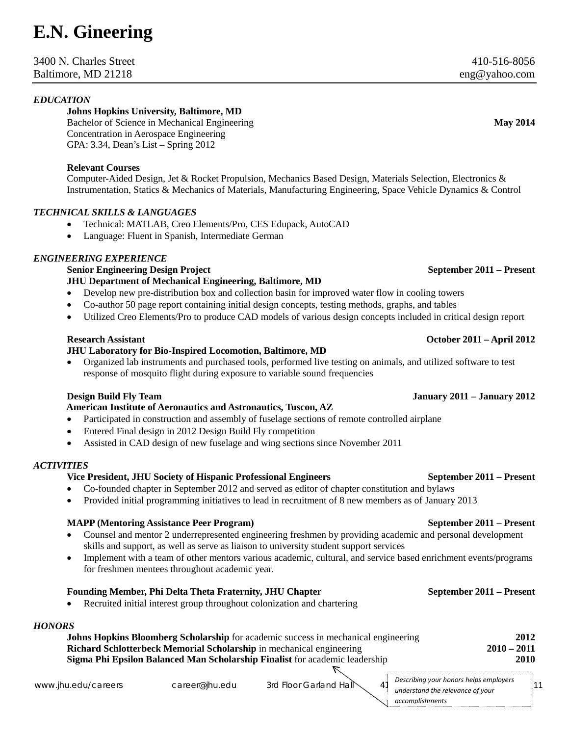# E.N. Gineering

3400 N. Charles Street — 410-516-8056
Baltimore, MD 21218 — eng@yahoo.com

## *EDUCATION*

**Johns Hopkins University, Baltimore, MD**
Bachelor of Science in Mechanical Engineering — **May 2014**
Concentration in Aerospace Engineering
GPA: 3.34, Dean's List – Spring 2012

**Relevant Courses**
Computer-Aided Design, Jet & Rocket Propulsion, Mechanics Based Design, Materials Selection, Electronics & Instrumentation, Statics & Mechanics of Materials, Manufacturing Engineering, Space Vehicle Dynamics & Control

## *TECHNICAL SKILLS & LANGUAGES*

- Technical: MATLAB, Creo Elements/Pro, CES Edupack, AutoCAD
- Language: Fluent in Spanish, Intermediate German

## *ENGINEERING EXPERIENCE*

**Senior Engineering Design Project** — **September 2011 – Present**
**JHU Department of Mechanical Engineering, Baltimore, MD**

- Develop new pre-distribution box and collection basin for improved water flow in cooling towers
- Co-author 50 page report containing initial design concepts, testing methods, graphs, and tables
- Utilized Creo Elements/Pro to produce CAD models of various design concepts included in critical design report

**Research Assistant** — **October 2011 – April 2012**
**JHU Laboratory for Bio-Inspired Locomotion, Baltimore, MD**

- Organized lab instruments and purchased tools, performed live testing on animals, and utilized software to test response of mosquito flight during exposure to variable sound frequencies

**Design Build Fly Team** — **January 2011 – January 2012**
**American Institute of Aeronautics and Astronautics, Tuscon, AZ**

- Participated in construction and assembly of fuselage sections of remote controlled airplane
- Entered Final design in 2012 Design Build Fly competition
- Assisted in CAD design of new fuselage and wing sections since November 2011

## *ACTIVITIES*

**Vice President, JHU Society of Hispanic Professional Engineers** — **September 2011 – Present**

- Co-founded chapter in September 2012 and served as editor of chapter constitution and bylaws
- Provided initial programming initiatives to lead in recruitment of 8 new members as of January 2013

**MAPP (Mentoring Assistance Peer Program)** — **September 2011 – Present**

- Counsel and mentor 2 underrepresented engineering freshmen by providing academic and personal development skills and support, as well as serve as liaison to university student support services
- Implement with a team of other mentors various academic, cultural, and service based enrichment events/programs for freshmen mentees throughout academic year.

**Founding Member, Phi Delta Theta Fraternity, JHU Chapter** — **September 2011 – Present**

- Recruited initial interest group throughout colonization and chartering

## *HONORS*

**Johns Hopkins Bloomberg Scholarship** for academic success in mechanical engineering — **2012**
**Richard Schlotterbeck Memorial Scholarship** in mechanical engineering — **2010 – 2011**
**Sigma Phi Epsilon Balanced Man Scholarship Finalist** for academic leadership — **2010**

*Describing your honors helps employers understand the relevance of your accomplishments*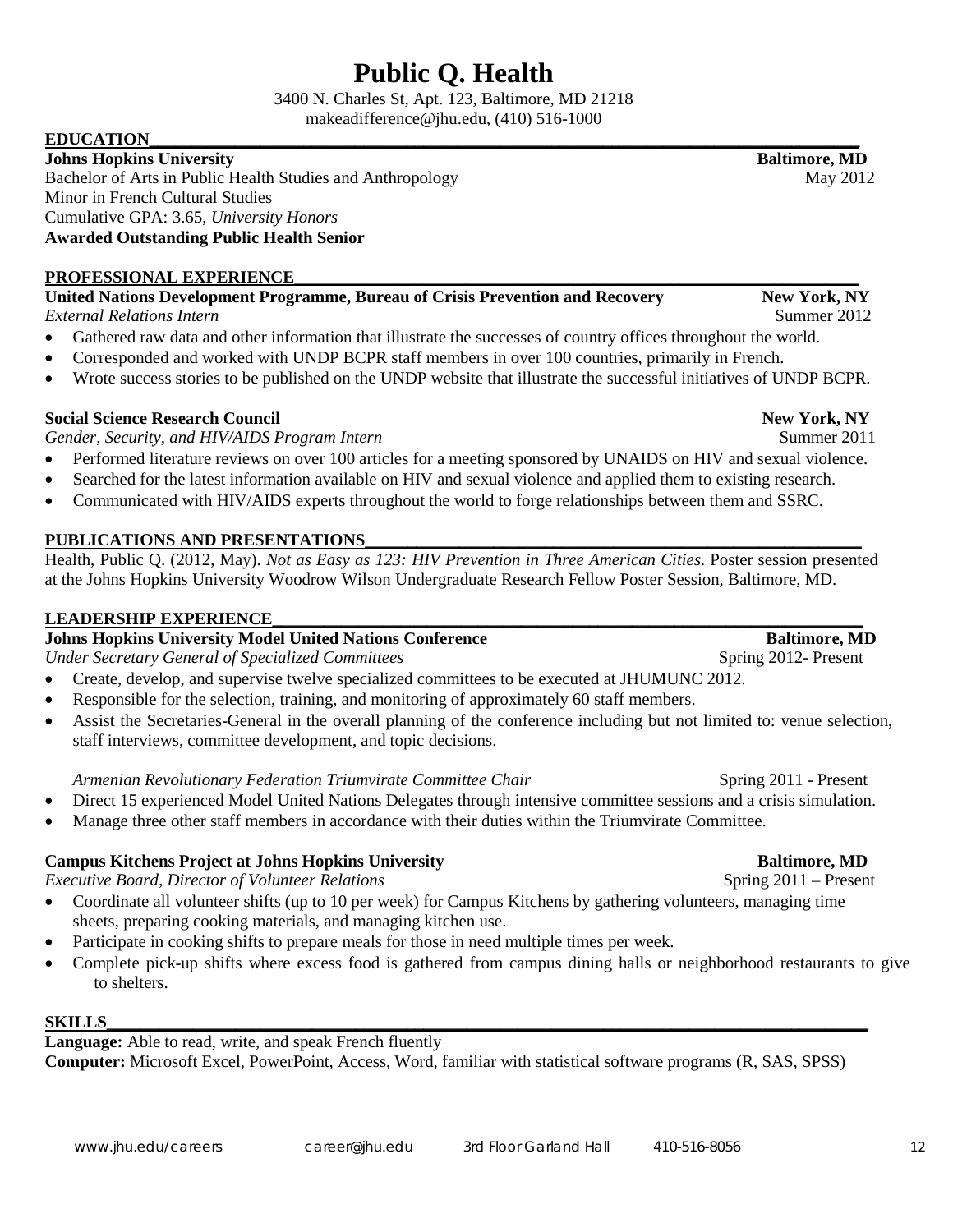# Public Q. Health

3400 N. Charles St, Apt. 123, Baltimore, MD 21218
makeadifference@jhu.edu, (410) 516-1000

## EDUCATION

**Johns Hopkins University** — **Baltimore, MD**
Bachelor of Arts in Public Health Studies and Anthropology — May 2012
Minor in French Cultural Studies
Cumulative GPA: 3.65, *University Honors*
**Awarded Outstanding Public Health Senior**

## PROFESSIONAL EXPERIENCE

**United Nations Development Programme, Bureau of Crisis Prevention and Recovery** — **New York, NY**
*External Relations Intern* — Summer 2012

- Gathered raw data and other information that illustrate the successes of country offices throughout the world.
- Corresponded and worked with UNDP BCPR staff members in over 100 countries, primarily in French.
- Wrote success stories to be published on the UNDP website that illustrate the successful initiatives of UNDP BCPR.

**Social Science Research Council** — **New York, NY**
*Gender, Security, and HIV/AIDS Program Intern* — Summer 2011

- Performed literature reviews on over 100 articles for a meeting sponsored by UNAIDS on HIV and sexual violence.
- Searched for the latest information available on HIV and sexual violence and applied them to existing research.
- Communicated with HIV/AIDS experts throughout the world to forge relationships between them and SSRC.

## PUBLICATIONS AND PRESENTATIONS

Health, Public Q. (2012, May). *Not as Easy as 123: HIV Prevention in Three American Cities.* Poster session presented at the Johns Hopkins University Woodrow Wilson Undergraduate Research Fellow Poster Session, Baltimore, MD.

## LEADERSHIP EXPERIENCE

**Johns Hopkins University Model United Nations Conference** — **Baltimore, MD**
*Under Secretary General of Specialized Committees* — Spring 2012- Present

- Create, develop, and supervise twelve specialized committees to be executed at JHUMUNC 2012.
- Responsible for the selection, training, and monitoring of approximately 60 staff members.
- Assist the Secretaries-General in the overall planning of the conference including but not limited to: venue selection, staff interviews, committee development, and topic decisions.

*Armenian Revolutionary Federation Triumvirate Committee Chair* — Spring 2011 - Present

- Direct 15 experienced Model United Nations Delegates through intensive committee sessions and a crisis simulation.
- Manage three other staff members in accordance with their duties within the Triumvirate Committee.

**Campus Kitchens Project at Johns Hopkins University** — **Baltimore, MD**
*Executive Board, Director of Volunteer Relations* — Spring 2011 – Present

- Coordinate all volunteer shifts (up to 10 per week) for Campus Kitchens by gathering volunteers, managing time sheets, preparing cooking materials, and managing kitchen use.
- Participate in cooking shifts to prepare meals for those in need multiple times per week.
- Complete pick-up shifts where excess food is gathered from campus dining halls or neighborhood restaurants to give to shelters.

## SKILLS

**Language:** Able to read, write, and speak French fluently
**Computer:** Microsoft Excel, PowerPoint, Access, Word, familiar with statistical software programs (R, SAS, SPSS)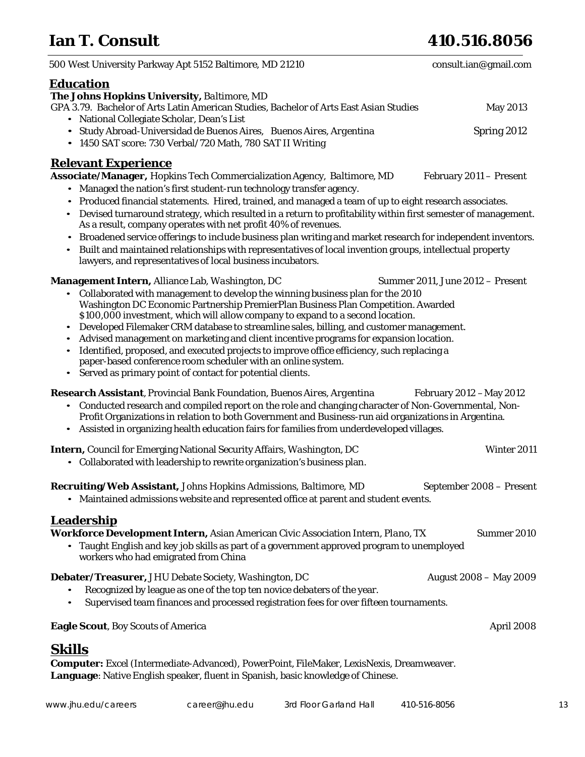# Ian T. Consult 410.516.8056

500 West University Parkway Apt 5152 Baltimore, MD 21210 consult.ian@gmail.com

## Education

**The Johns Hopkins University,** *Baltimore, MD*
GPA 3.79. Bachelor of Arts Latin American Studies, Bachelor of Arts East Asian Studies May 2013

- National Collegiate Scholar, Dean's List
- Study Abroad-Universidad de Buenos Aires, *Buenos Aires, Argentina* Spring 2012
- 1450 SAT score: 730 Verbal/720 Math, 780 SAT II Writing

## Relevant Experience

**Associate/Manager,** Hopkins Tech Commercialization Agency, *Baltimore, MD* February 2011 – Present

- Managed the nation's first student-run technology transfer agency.
- Produced financial statements. Hired, trained, and managed a team of up to eight research associates.
- Devised turnaround strategy, which resulted in a return to profitability within first semester of management. As a result, company operates with net profit 40% of revenues.
- Broadened service offerings to include business plan writing and market research for independent inventors.
- Built and maintained relationships with representatives of local invention groups, intellectual property lawyers, and representatives of local business incubators.

**Management Intern,** Alliance Lab, *Washington, DC* Summer 2011, June 2012 – Present

- Collaborated with management to develop the winning business plan for the 2010 Washington DC Economic Partnership PremierPlan Business Plan Competition. Awarded $100,000 investment, which will allow company to expand to a second location.
- Developed Filemaker CRM database to streamline sales, billing, and customer management.
- Advised management on marketing and client incentive programs for expansion location.
- Identified, proposed, and executed projects to improve office efficiency, such replacing a paper-based conference room scheduler with an online system.
- Served as primary point of contact for potential clients.

**Research Assistant**, Provincial Bank Foundation, *Buenos Aires, Argentina* February 2012 – May 2012

- Conducted research and compiled report on the role and changing character of Non-Governmental, Non-Profit Organizations in relation to both Government and Business-run aid organizations in Argentina.
- Assisted in organizing health education fairs for families from underdeveloped villages.

**Intern,** Council for Emerging National Security Affairs, *Washington, DC* Winter 2011

- Collaborated with leadership to rewrite organization's business plan.

**Recruiting/Web Assistant,** Johns Hopkins Admissions, *Baltimore, MD* September 2008 – Present

- Maintained admissions website and represented office at parent and student events.

## Leadership

**Workforce Development Intern,** Asian American Civic Association Intern, *Plano, TX* Summer 2010

- Taught English and key job skills as part of a government approved program to unemployed workers who had emigrated from China

**Debater/Treasurer,** JHU Debate Society, *Washington, DC* August 2008 – May 2009

- Recognized by league as one of the top ten novice debaters of the year.
- Supervised team finances and processed registration fees for over fifteen tournaments.

**Eagle Scout**, Boy Scouts of America April 2008

## Skills

**Computer:** Excel (Intermediate-Advanced), PowerPoint, FileMaker, LexisNexis, Dreamweaver.
**Language**: Native English speaker, fluent in Spanish, basic knowledge of Chinese.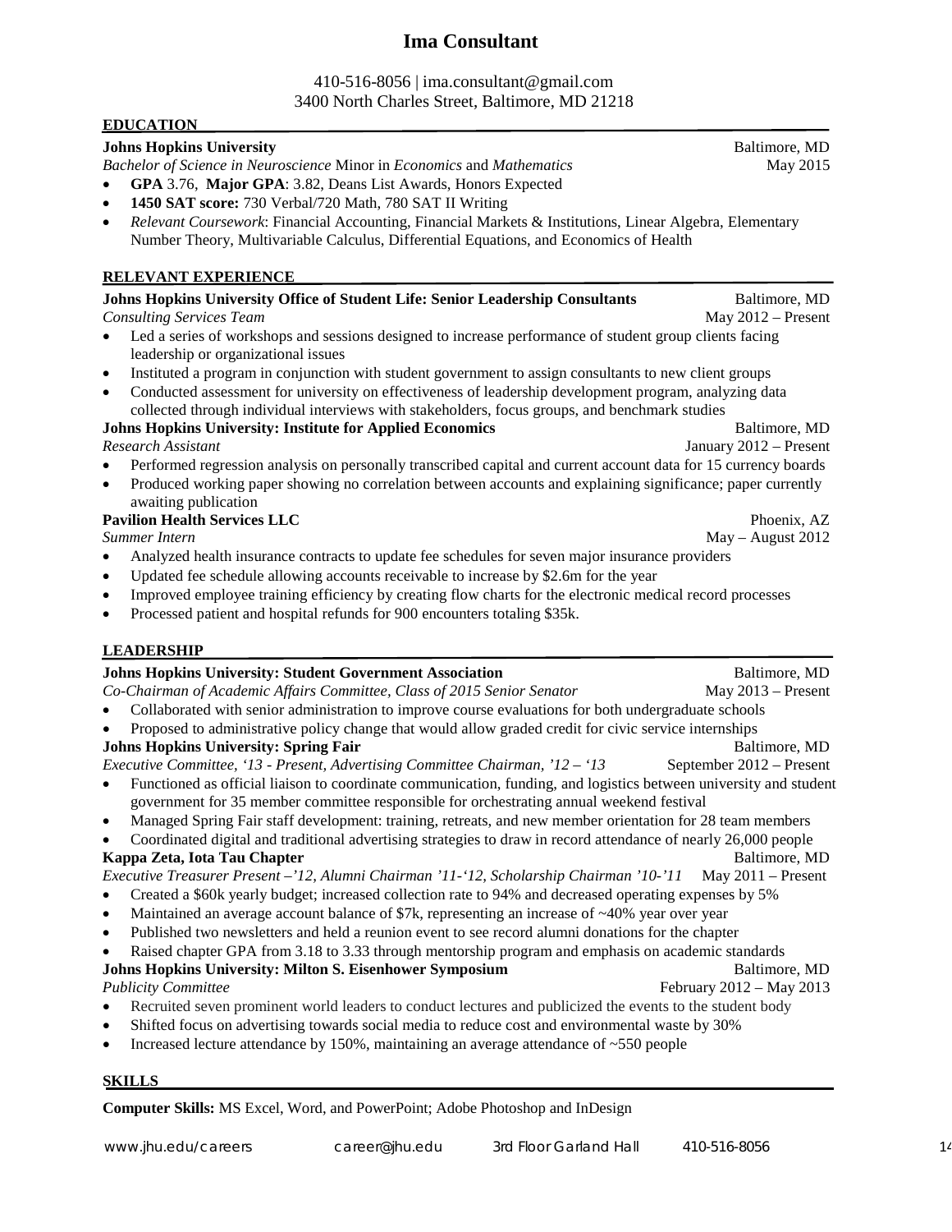# Ima Consultant

410-516-8056 | ima.consultant@gmail.com
3400 North Charles Street, Baltimore, MD 21218

## EDUCATION

**Johns Hopkins University** — Baltimore, MD
*Bachelor of Science in Neuroscience* Minor in *Economics* and *Mathematics* — May 2015

- **GPA** 3.76, **Major GPA**: 3.82, Deans List Awards, Honors Expected
- **1450 SAT score:** 730 Verbal/720 Math, 780 SAT II Writing
- *Relevant Coursework*: Financial Accounting, Financial Markets & Institutions, Linear Algebra, Elementary Number Theory, Multivariable Calculus, Differential Equations, and Economics of Health

## RELEVANT EXPERIENCE

**Johns Hopkins University Office of Student Life: Senior Leadership Consultants** — Baltimore, MD
*Consulting Services Team* — May 2012 – Present

- Led a series of workshops and sessions designed to increase performance of student group clients facing leadership or organizational issues
- Instituted a program in conjunction with student government to assign consultants to new client groups
- Conducted assessment for university on effectiveness of leadership development program, analyzing data collected through individual interviews with stakeholders, focus groups, and benchmark studies

**Johns Hopkins University: Institute for Applied Economics** — Baltimore, MD
*Research Assistant* — January 2012 – Present

- Performed regression analysis on personally transcribed capital and current account data for 15 currency boards
- Produced working paper showing no correlation between accounts and explaining significance; paper currently awaiting publication

**Pavilion Health Services LLC** — Phoenix, AZ
*Summer Intern* — May – August 2012

- Analyzed health insurance contracts to update fee schedules for seven major insurance providers
- Updated fee schedule allowing accounts receivable to increase by $2.6m for the year
- Improved employee training efficiency by creating flow charts for the electronic medical record processes
- Processed patient and hospital refunds for 900 encounters totaling $35k.

## LEADERSHIP

**Johns Hopkins University: Student Government Association** — Baltimore, MD
*Co-Chairman of Academic Affairs Committee, Class of 2015 Senior Senator* — May 2013 – Present

- Collaborated with senior administration to improve course evaluations for both undergraduate schools
- Proposed to administrative policy change that would allow graded credit for civic service internships

**Johns Hopkins University: Spring Fair** — Baltimore, MD
*Executive Committee, '13 - Present, Advertising Committee Chairman, '12 – '13* — September 2012 – Present

- Functioned as official liaison to coordinate communication, funding, and logistics between university and student government for 35 member committee responsible for orchestrating annual weekend festival
- Managed Spring Fair staff development: training, retreats, and new member orientation for 28 team members
- Coordinated digital and traditional advertising strategies to draw in record attendance of nearly 26,000 people

**Kappa Zeta, Iota Tau Chapter** — Baltimore, MD
*Executive Treasurer Present –'12, Alumni Chairman '11-'12, Scholarship Chairman '10-'11* — May 2011 – Present

- Created a $60k yearly budget; increased collection rate to 94% and decreased operating expenses by 5%
- Maintained an average account balance of $7k, representing an increase of ~40% year over year
- Published two newsletters and held a reunion event to see record alumni donations for the chapter
- Raised chapter GPA from 3.18 to 3.33 through mentorship program and emphasis on academic standards

**Johns Hopkins University: Milton S. Eisenhower Symposium** — Baltimore, MD
*Publicity Committee* — February 2012 – May 2013

- Recruited seven prominent world leaders to conduct lectures and publicized the events to the student body
- Shifted focus on advertising towards social media to reduce cost and environmental waste by 30%
- Increased lecture attendance by 150%, maintaining an average attendance of ~550 people

## SKILLS

**Computer Skills:** MS Excel, Word, and PowerPoint; Adobe Photoshop and InDesign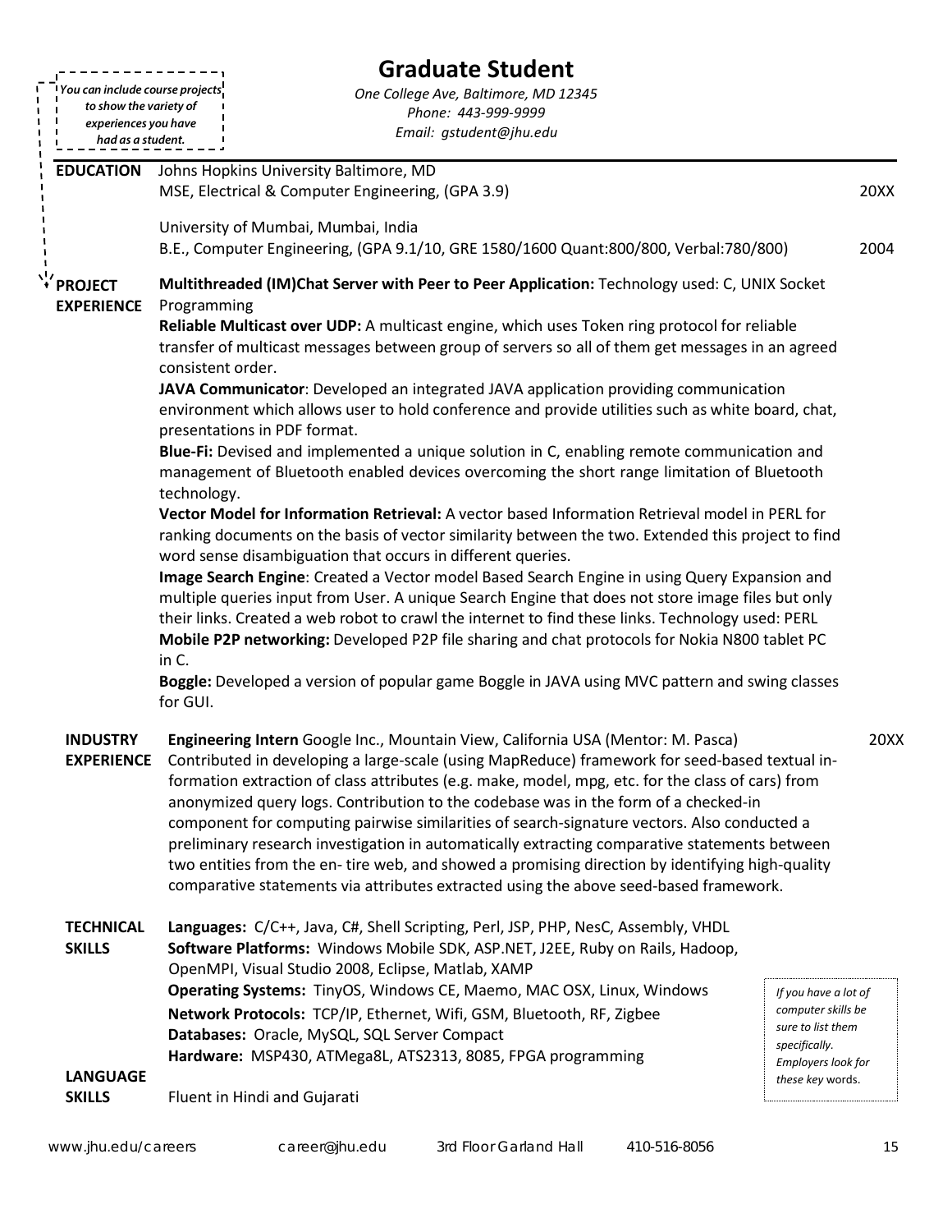*You can include course projects to show the variety of experiences you have had as a student.*

# Graduate Student

*One College Ave, Baltimore, MD 12345*
*Phone: 443-999-9999*
*Email: gstudent@jhu.edu*

**EDUCATION**

Johns Hopkins University Baltimore, MD
MSE, Electrical & Computer Engineering, (GPA 3.9) — 20XX

University of Mumbai, Mumbai, India
B.E., Computer Engineering, (GPA 9.1/10, GRE 1580/1600 Quant:800/800, Verbal:780/800) — 2004

**PROJECT EXPERIENCE**

**Multithreaded (IM)Chat Server with Peer to Peer Application:** Technology used: C, UNIX Socket Programming

**Reliable Multicast over UDP:** A multicast engine, which uses Token ring protocol for reliable transfer of multicast messages between group of servers so all of them get messages in an agreed consistent order.

**JAVA Communicator**: Developed an integrated JAVA application providing communication environment which allows user to hold conference and provide utilities such as white board, chat, presentations in PDF format.

**Blue-Fi:** Devised and implemented a unique solution in C, enabling remote communication and management of Bluetooth enabled devices overcoming the short range limitation of Bluetooth technology.

**Vector Model for Information Retrieval:** A vector based Information Retrieval model in PERL for ranking documents on the basis of vector similarity between the two. Extended this project to find word sense disambiguation that occurs in different queries.

**Image Search Engine**: Created a Vector model Based Search Engine in using Query Expansion and multiple queries input from User. A unique Search Engine that does not store image files but only their links. Created a web robot to crawl the internet to find these links. Technology used: PERL

**Mobile P2P networking:** Developed P2P file sharing and chat protocols for Nokia N800 tablet PC in C.

**Boggle:** Developed a version of popular game Boggle in JAVA using MVC pattern and swing classes for GUI.

**INDUSTRY EXPERIENCE**

**Engineering Intern** Google Inc., Mountain View, California USA (Mentor: M. Pasca) — 20XX

Contributed in developing a large-scale (using MapReduce) framework for seed-based textual in-formation extraction of class attributes (e.g. make, model, mpg, etc. for the class of cars) from anonymized query logs. Contribution to the codebase was in the form of a checked-in component for computing pairwise similarities of search-signature vectors. Also conducted a preliminary research investigation in automatically extracting comparative statements between two entities from the en- tire web, and showed a promising direction by identifying high-quality comparative statements via attributes extracted using the above seed-based framework.

**TECHNICAL SKILLS**

**Languages:** C/C++, Java, C#, Shell Scripting, Perl, JSP, PHP, NesC, Assembly, VHDL
**Software Platforms:** Windows Mobile SDK, ASP.NET, J2EE, Ruby on Rails, Hadoop, OpenMPI, Visual Studio 2008, Eclipse, Matlab, XAMP
**Operating Systems:** TinyOS, Windows CE, Maemo, MAC OSX, Linux, Windows
**Network Protocols:** TCP/IP, Ethernet, Wifi, GSM, Bluetooth, RF, Zigbee
**Databases:** Oracle, MySQL, SQL Server Compact
**Hardware:** MSP430, ATMega8L, ATS2313, 8085, FPGA programming

*If you have a lot of computer skills be sure to list them specifically. Employers look for these key words.*

**LANGUAGE SKILLS**

Fluent in Hindi and Gujarati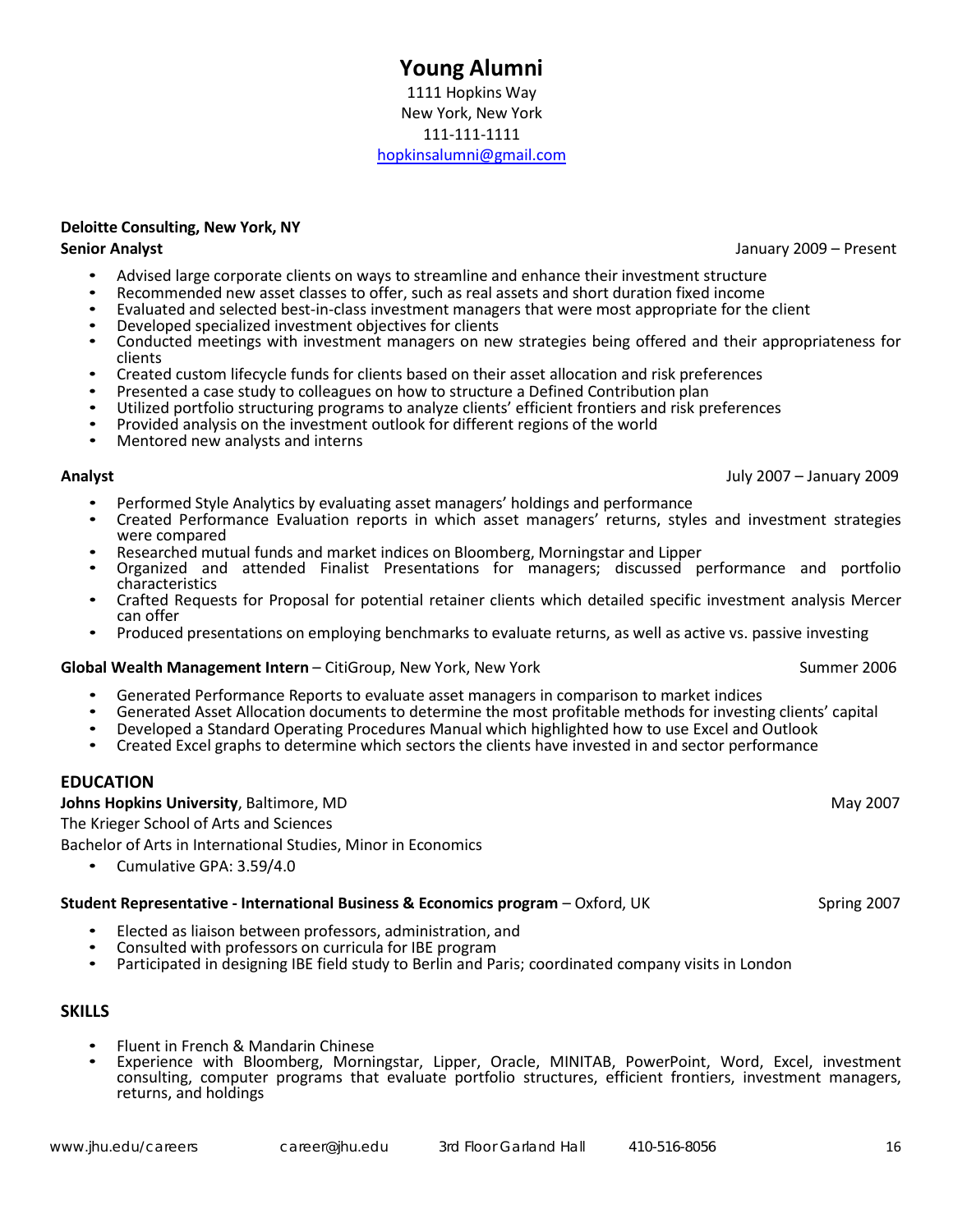# Young Alumni

1111 Hopkins Way
New York, New York
111-111-1111
hopkinsalumni@gmail.com

**Deloitte Consulting, New York, NY**

**Senior Analyst** January 2009 – Present

- Advised large corporate clients on ways to streamline and enhance their investment structure
- Recommended new asset classes to offer, such as real assets and short duration fixed income
- Evaluated and selected best-in-class investment managers that were most appropriate for the client
- Developed specialized investment objectives for clients
- Conducted meetings with investment managers on new strategies being offered and their appropriateness for clients
- Created custom lifecycle funds for clients based on their asset allocation and risk preferences
- Presented a case study to colleagues on how to structure a Defined Contribution plan
- Utilized portfolio structuring programs to analyze clients' efficient frontiers and risk preferences
- Provided analysis on the investment outlook for different regions of the world
- Mentored new analysts and interns

**Analyst** July 2007 – January 2009

- Performed Style Analytics by evaluating asset managers' holdings and performance
- Created Performance Evaluation reports in which asset managers' returns, styles and investment strategies were compared
- Researched mutual funds and market indices on Bloomberg, Morningstar and Lipper
- Organized and attended Finalist Presentations for managers; discussed performance and portfolio characteristics
- Crafted Requests for Proposal for potential retainer clients which detailed specific investment analysis Mercer can offer
- Produced presentations on employing benchmarks to evaluate returns, as well as active vs. passive investing

**Global Wealth Management Intern** – CitiGroup, New York, New York Summer 2006

- Generated Performance Reports to evaluate asset managers in comparison to market indices
- Generated Asset Allocation documents to determine the most profitable methods for investing clients' capital
- Developed a Standard Operating Procedures Manual which highlighted how to use Excel and Outlook
- Created Excel graphs to determine which sectors the clients have invested in and sector performance

## EDUCATION

**Johns Hopkins University**, Baltimore, MD May 2007

The Krieger School of Arts and Sciences

Bachelor of Arts in International Studies, Minor in Economics

- Cumulative GPA: 3.59/4.0

**Student Representative - International Business & Economics program** – Oxford, UK Spring 2007

- Elected as liaison between professors, administration, and
- Consulted with professors on curricula for IBE program
- Participated in designing IBE field study to Berlin and Paris; coordinated company visits in London

## SKILLS

- Fluent in French & Mandarin Chinese
- Experience with Bloomberg, Morningstar, Lipper, Oracle, MINITAB, PowerPoint, Word, Excel, investment consulting, computer programs that evaluate portfolio structures, efficient frontiers, investment managers, returns, and holdings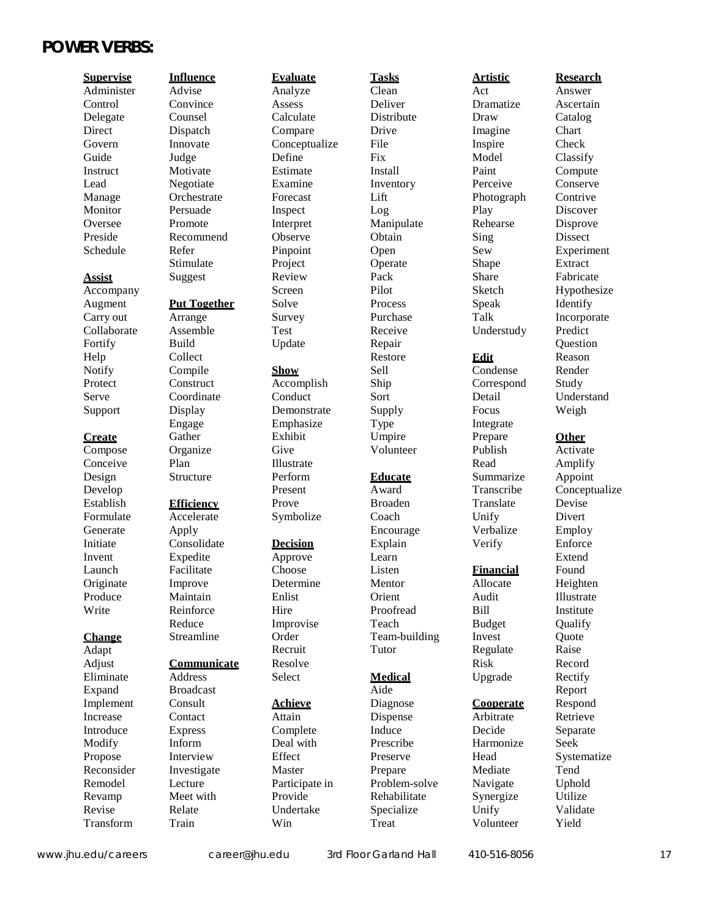# POWER VERBS:

**Supervise**
Administer
Control
Delegate
Direct
Govern
Guide
Instruct
Lead
Manage
Monitor
Oversee
Preside
Schedule

**Assist**
Accompany
Augment
Carry out
Collaborate
Fortify
Help
Notify
Protect
Serve
Support

**Create**
Compose
Conceive
Design
Develop
Establish
Formulate
Generate
Initiate
Invent
Launch
Originate
Produce
Write

**Change**
Adapt
Adjust
Eliminate
Expand
Implement
Increase
Introduce
Modify
Propose
Reconsider
Remodel
Revamp
Revise
Transform

**Influence**
Advise
Convince
Counsel
Dispatch
Innovate
Judge
Motivate
Negotiate
Orchestrate
Persuade
Promote
Recommend
Refer
Stimulate
Suggest

**Put Together**
Arrange
Assemble
Build
Collect
Compile
Construct
Coordinate
Display
Engage
Gather
Organize
Plan
Structure

**Efficiency**
Accelerate
Apply
Consolidate
Expedite
Facilitate
Improve
Maintain
Reinforce
Reduce
Streamline

**Communicate**
Address
Broadcast
Consult
Contact
Express
Inform
Interview
Investigate
Lecture
Meet with
Relate
Train

**Evaluate**
Analyze
Assess
Calculate
Compare
Conceptualize
Define
Estimate
Examine
Forecast
Inspect
Interpret
Observe
Pinpoint
Project
Review
Screen
Solve
Survey
Test
Update

**Show**
Accomplish
Conduct
Demonstrate
Emphasize
Exhibit
Give
Illustrate
Perform
Present
Prove
Symbolize

**Decision**
Approve
Choose
Determine
Enlist
Hire
Improvise
Order
Recruit
Resolve
Select

**Achieve**
Attain
Complete
Deal with
Effect
Master
Participate in
Provide
Undertake
Win

**Tasks**
Clean
Deliver
Distribute
Drive
File
Fix
Install
Inventory
Lift
Log
Manipulate
Obtain
Open
Operate
Pack
Pilot
Process
Purchase
Receive
Repair
Restore
Sell
Ship
Sort
Supply
Type
Umpire
Volunteer

**Educate**
Award
Broaden
Coach
Encourage
Explain
Learn
Listen
Mentor
Orient
Proofread
Teach
Team-building
Tutor

**Medical**
Aide
Diagnose
Dispense
Induce
Prescribe
Preserve
Prepare
Problem-solve
Rehabilitate
Specialize
Treat

**Artistic**
Act
Dramatize
Draw
Imagine
Inspire
Model
Paint
Perceive
Photograph
Play
Rehearse
Sing
Sew
Shape
Share
Sketch
Speak
Talk
Understudy

**Edit**
Condense
Correspond
Detail
Focus
Integrate
Prepare
Publish
Read
Summarize
Transcribe
Translate
Unify
Verbalize
Verify

**Financial**
Allocate
Audit
Bill
Budget
Invest
Regulate
Risk
Upgrade

**Cooperate**
Arbitrate
Decide
Harmonize
Head
Mediate
Navigate
Synergize
Unify
Volunteer

**Research**
Answer
Ascertain
Catalog
Chart
Check
Classify
Compute
Conserve
Contrive
Discover
Disprove
Dissect
Experiment
Extract
Fabricate
Hypothesize
Identify
Incorporate
Predict
Question
Reason
Render
Study
Understand
Weigh

**Other**
Activate
Amplify
Appoint
Conceptualize
Devise
Divert
Employ
Enforce
Extend
Found
Heighten
Illustrate
Institute
Qualify
Quote
Raise
Record
Rectify
Report
Respond
Retrieve
Separate
Seek
Systematize
Tend
Uphold
Utilize
Validate
Yield

www.jhu.edu/careers career@jhu.edu 3rd Floor Garland Hall 410-516-8056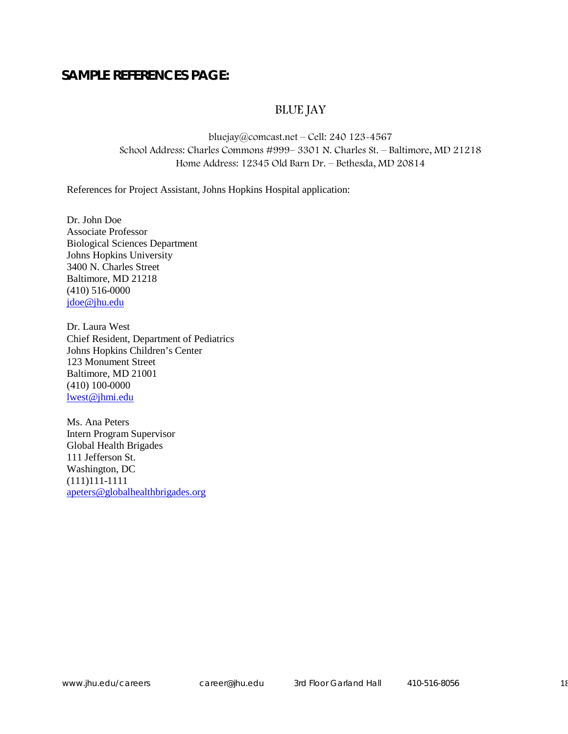# SAMPLE REFERENCES PAGE:

BLUE JAY

bluejay@comcast.net – Cell: 240 123-4567
School Address: Charles Commons #999– 3301 N. Charles St. – Baltimore, MD 21218
Home Address: 12345 Old Barn Dr. – Bethesda, MD 20814

References for Project Assistant, Johns Hopkins Hospital application:

Dr. John Doe
Associate Professor
Biological Sciences Department
Johns Hopkins University
3400 N. Charles Street
Baltimore, MD 21218
(410) 516-0000
jdoe@jhu.edu

Dr. Laura West
Chief Resident, Department of Pediatrics
Johns Hopkins Children's Center
123 Monument Street
Baltimore, MD 21001
(410) 100-0000
lwest@jhmi.edu

Ms. Ana Peters
Intern Program Supervisor
Global Health Brigades
111 Jefferson St.
Washington, DC
(111)111-1111
apeters@globalhealthbrigades.org